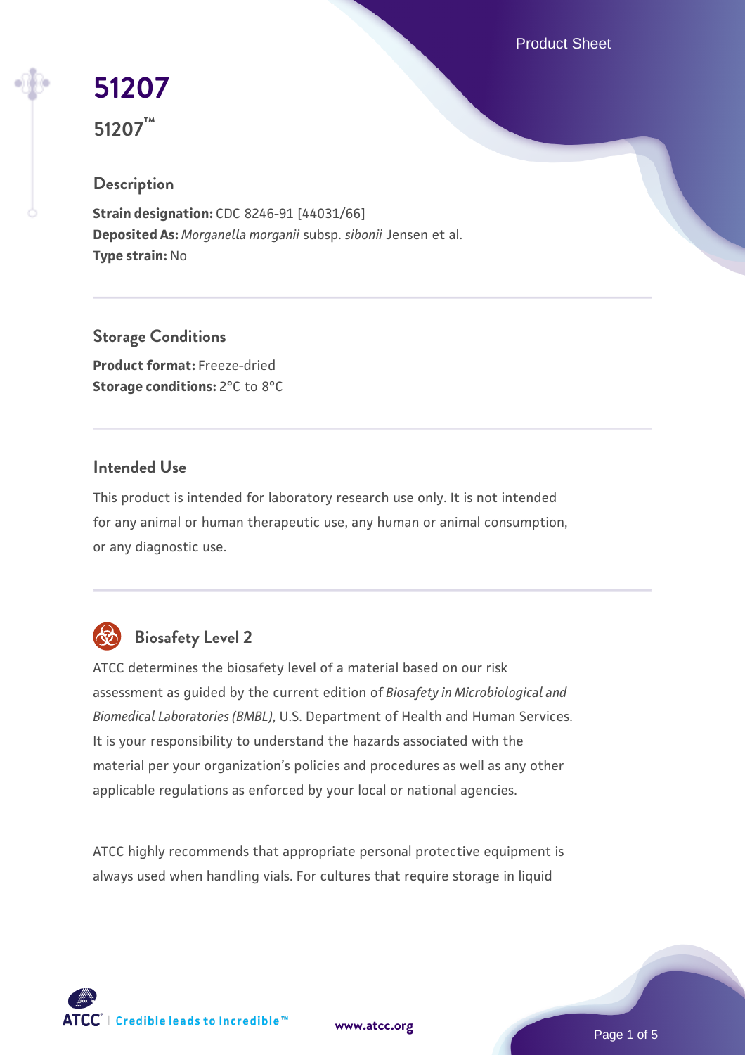# 51207

**51207™**

## Description

**Strain designation:** CDC 8246-91 [44031/66]
**Deposited As:** *Morganella morganii* subsp. *sibonii* Jensen et al.
**Type strain:** No

## Storage Conditions

**Product format:** Freeze-dried
**Storage conditions:** 2°C to 8°C

## Intended Use

This product is intended for laboratory research use only. It is not intended for any animal or human therapeutic use, any human or animal consumption, or any diagnostic use.

## Biosafety Level 2

ATCC determines the biosafety level of a material based on our risk assessment as guided by the current edition of *Biosafety in Microbiological and Biomedical Laboratories (BMBL)*, U.S. Department of Health and Human Services. It is your responsibility to understand the hazards associated with the material per your organization's policies and procedures as well as any other applicable regulations as enforced by your local or national agencies.

ATCC highly recommends that appropriate personal protective equipment is always used when handling vials. For cultures that require storage in liquid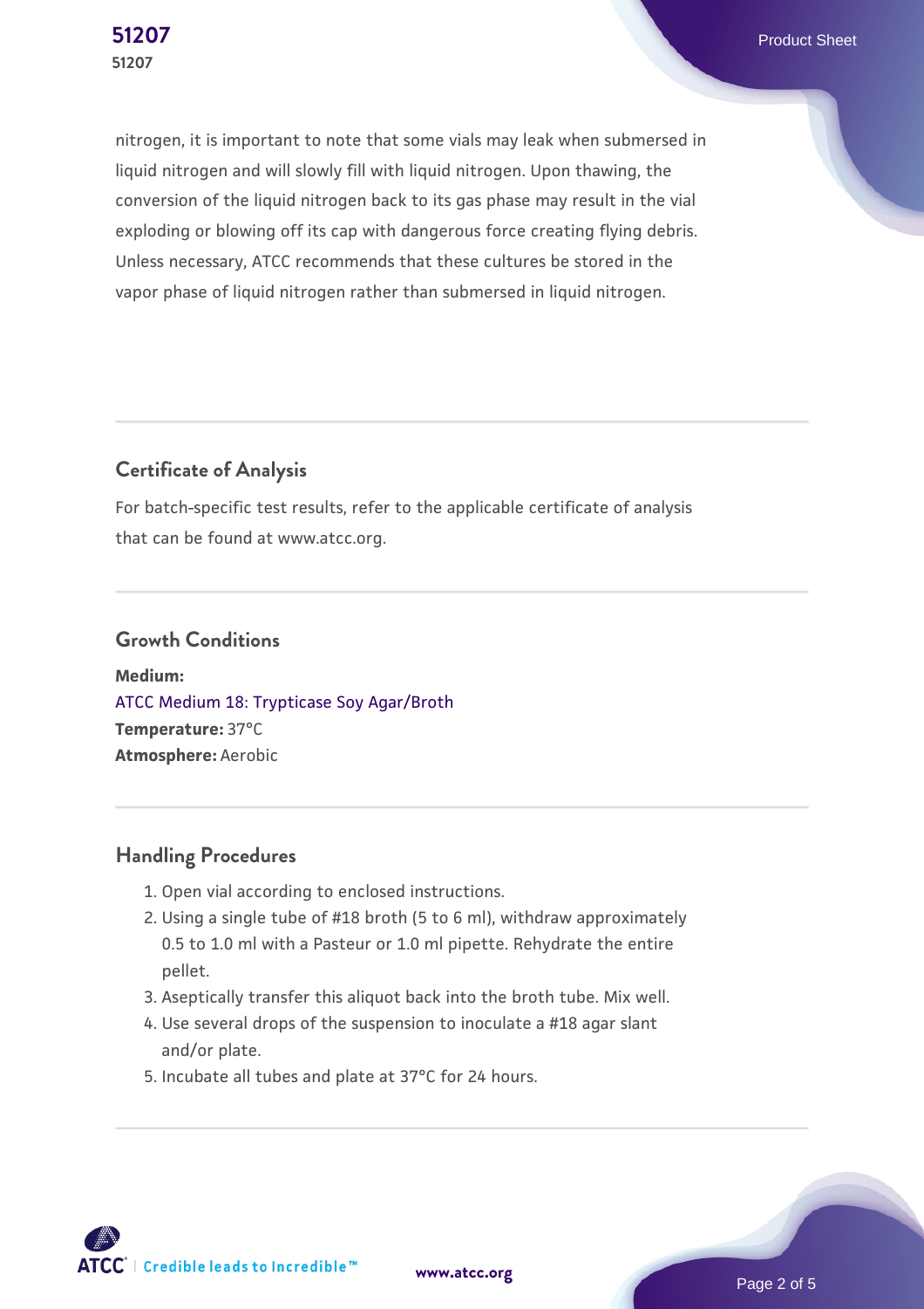nitrogen, it is important to note that some vials may leak when submersed in liquid nitrogen and will slowly fill with liquid nitrogen. Upon thawing, the conversion of the liquid nitrogen back to its gas phase may result in the vial exploding or blowing off its cap with dangerous force creating flying debris. Unless necessary, ATCC recommends that these cultures be stored in the vapor phase of liquid nitrogen rather than submersed in liquid nitrogen.

## Certificate of Analysis

For batch-specific test results, refer to the applicable certificate of analysis that can be found at www.atcc.org.

## Growth Conditions

**Medium:**
ATCC Medium 18: Trypticase Soy Agar/Broth
**Temperature:** 37°C
**Atmosphere:** Aerobic

## Handling Procedures

1. Open vial according to enclosed instructions.
2. Using a single tube of #18 broth (5 to 6 ml), withdraw approximately 0.5 to 1.0 ml with a Pasteur or 1.0 ml pipette. Rehydrate the entire pellet.
3. Aseptically transfer this aliquot back into the broth tube. Mix well.
4. Use several drops of the suspension to inoculate a #18 agar slant and/or plate.
5. Incubate all tubes and plate at 37°C for 24 hours.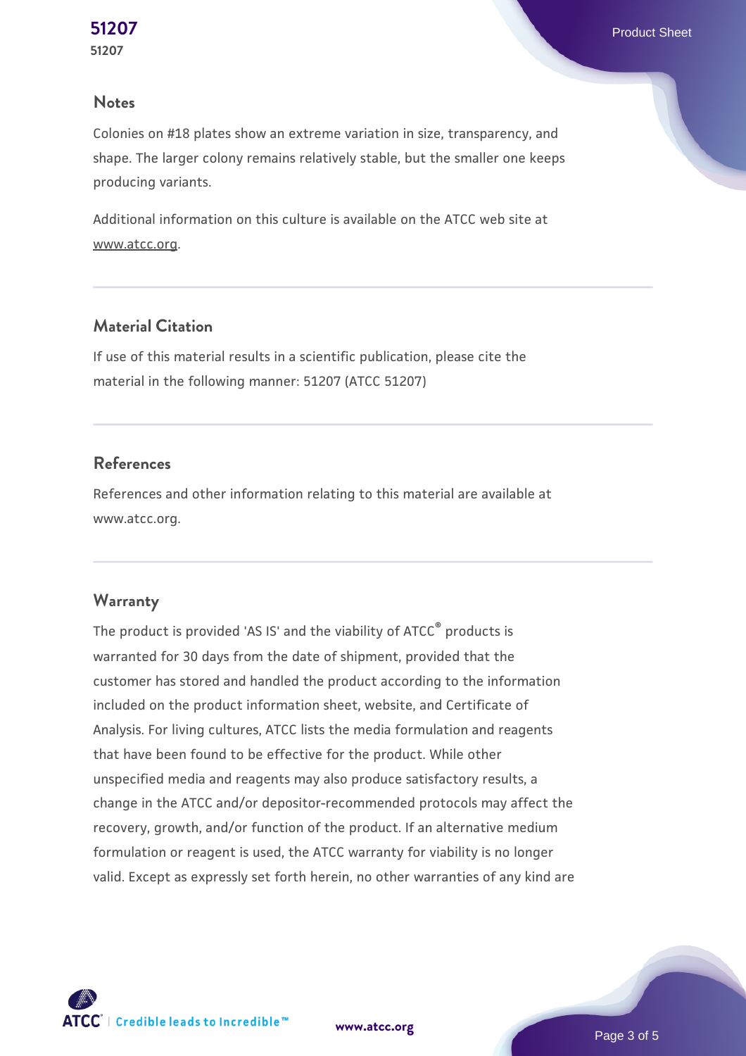## Notes

Colonies on #18 plates show an extreme variation in size, transparency, and shape. The larger colony remains relatively stable, but the smaller one keeps producing variants.

Additional information on this culture is available on the ATCC web site at www.atcc.org.

## Material Citation

If use of this material results in a scientific publication, please cite the material in the following manner: 51207 (ATCC 51207)

## References

References and other information relating to this material are available at www.atcc.org.

## Warranty

The product is provided 'AS IS' and the viability of ATCC® products is warranted for 30 days from the date of shipment, provided that the customer has stored and handled the product according to the information included on the product information sheet, website, and Certificate of Analysis. For living cultures, ATCC lists the media formulation and reagents that have been found to be effective for the product. While other unspecified media and reagents may also produce satisfactory results, a change in the ATCC and/or depositor-recommended protocols may affect the recovery, growth, and/or function of the product. If an alternative medium formulation or reagent is used, the ATCC warranty for viability is no longer valid. Except as expressly set forth herein, no other warranties of any kind are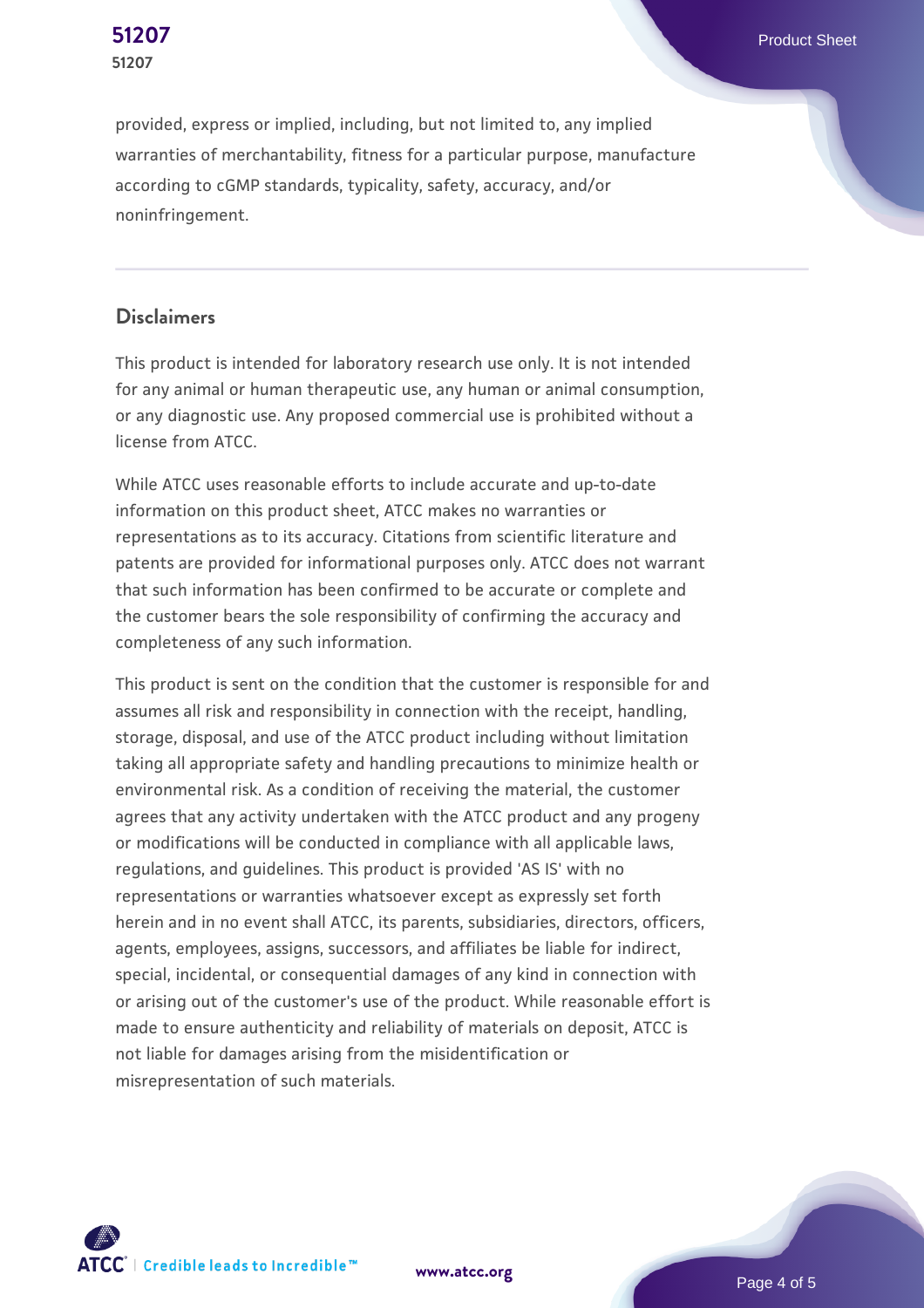provided, express or implied, including, but not limited to, any implied warranties of merchantability, fitness for a particular purpose, manufacture according to cGMP standards, typicality, safety, accuracy, and/or noninfringement.

## Disclaimers

This product is intended for laboratory research use only. It is not intended for any animal or human therapeutic use, any human or animal consumption, or any diagnostic use. Any proposed commercial use is prohibited without a license from ATCC.

While ATCC uses reasonable efforts to include accurate and up-to-date information on this product sheet, ATCC makes no warranties or representations as to its accuracy. Citations from scientific literature and patents are provided for informational purposes only. ATCC does not warrant that such information has been confirmed to be accurate or complete and the customer bears the sole responsibility of confirming the accuracy and completeness of any such information.

This product is sent on the condition that the customer is responsible for and assumes all risk and responsibility in connection with the receipt, handling, storage, disposal, and use of the ATCC product including without limitation taking all appropriate safety and handling precautions to minimize health or environmental risk. As a condition of receiving the material, the customer agrees that any activity undertaken with the ATCC product and any progeny or modifications will be conducted in compliance with all applicable laws, regulations, and guidelines. This product is provided 'AS IS' with no representations or warranties whatsoever except as expressly set forth herein and in no event shall ATCC, its parents, subsidiaries, directors, officers, agents, employees, assigns, successors, and affiliates be liable for indirect, special, incidental, or consequential damages of any kind in connection with or arising out of the customer's use of the product. While reasonable effort is made to ensure authenticity and reliability of materials on deposit, ATCC is not liable for damages arising from the misidentification or misrepresentation of such materials.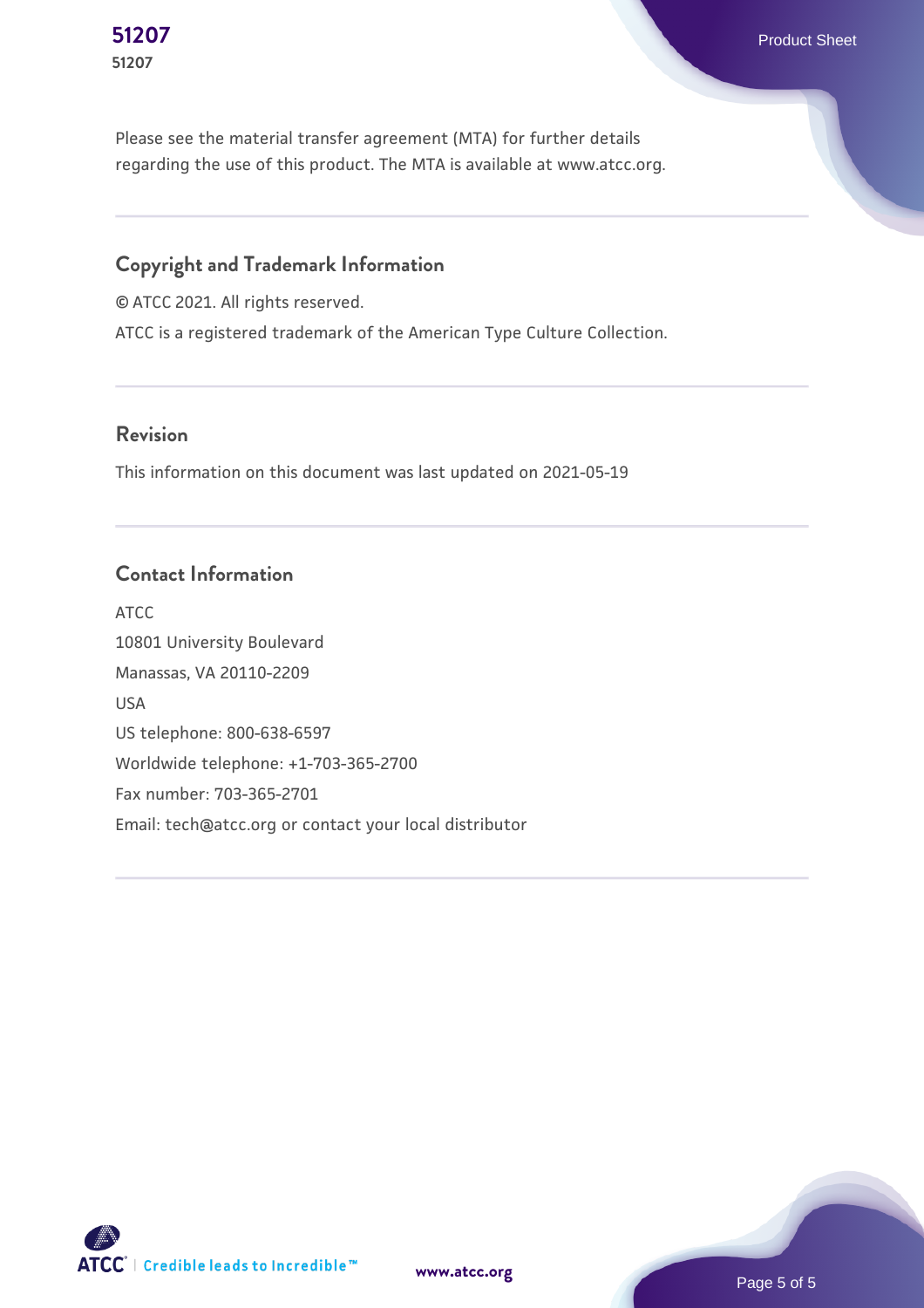Please see the material transfer agreement (MTA) for further details regarding the use of this product. The MTA is available at www.atcc.org.

## Copyright and Trademark Information

© ATCC 2021. All rights reserved.

ATCC is a registered trademark of the American Type Culture Collection.

## Revision

This information on this document was last updated on 2021-05-19

## Contact Information

ATCC
10801 University Boulevard
Manassas, VA 20110-2209
USA
US telephone: 800-638-6597
Worldwide telephone: +1-703-365-2700
Fax number: 703-365-2701
Email: tech@atcc.org or contact your local distributor